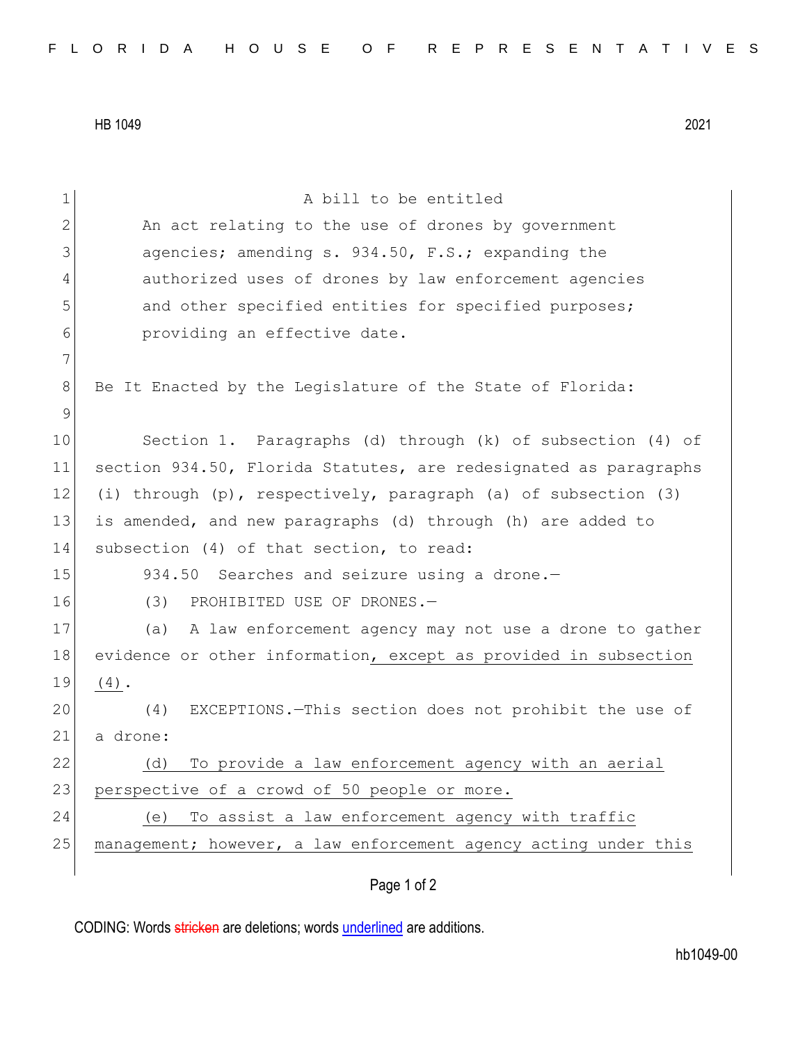HB 1049 2021

A bill to be entitled

An act relating to the use of drones by government agencies; amending s. 934.50, F.S.; expanding the authorized uses of drones by law enforcement agencies and other specified entities for specified purposes; providing an effective date.

Be It Enacted by the Legislature of the State of Florida:

Section 1. Paragraphs (d) through (k) of subsection (4) of section 934.50, Florida Statutes, are redesignated as paragraphs (i) through (p), respectively, paragraph (a) of subsection (3) is amended, and new paragraphs (d) through (h) are added to subsection (4) of that section, to read:

934.50 Searches and seizure using a drone.—

(3) PROHIBITED USE OF DRONES.—

(a) A law enforcement agency may not use a drone to gather evidence or other information, except as provided in subsection (4).

(4) EXCEPTIONS.—This section does not prohibit the use of a drone:

(d) To provide a law enforcement agency with an aerial perspective of a crowd of 50 people or more.

(e) To assist a law enforcement agency with traffic management; however, a law enforcement agency acting under this

CODING: Words stricken are deletions; words underlined are additions.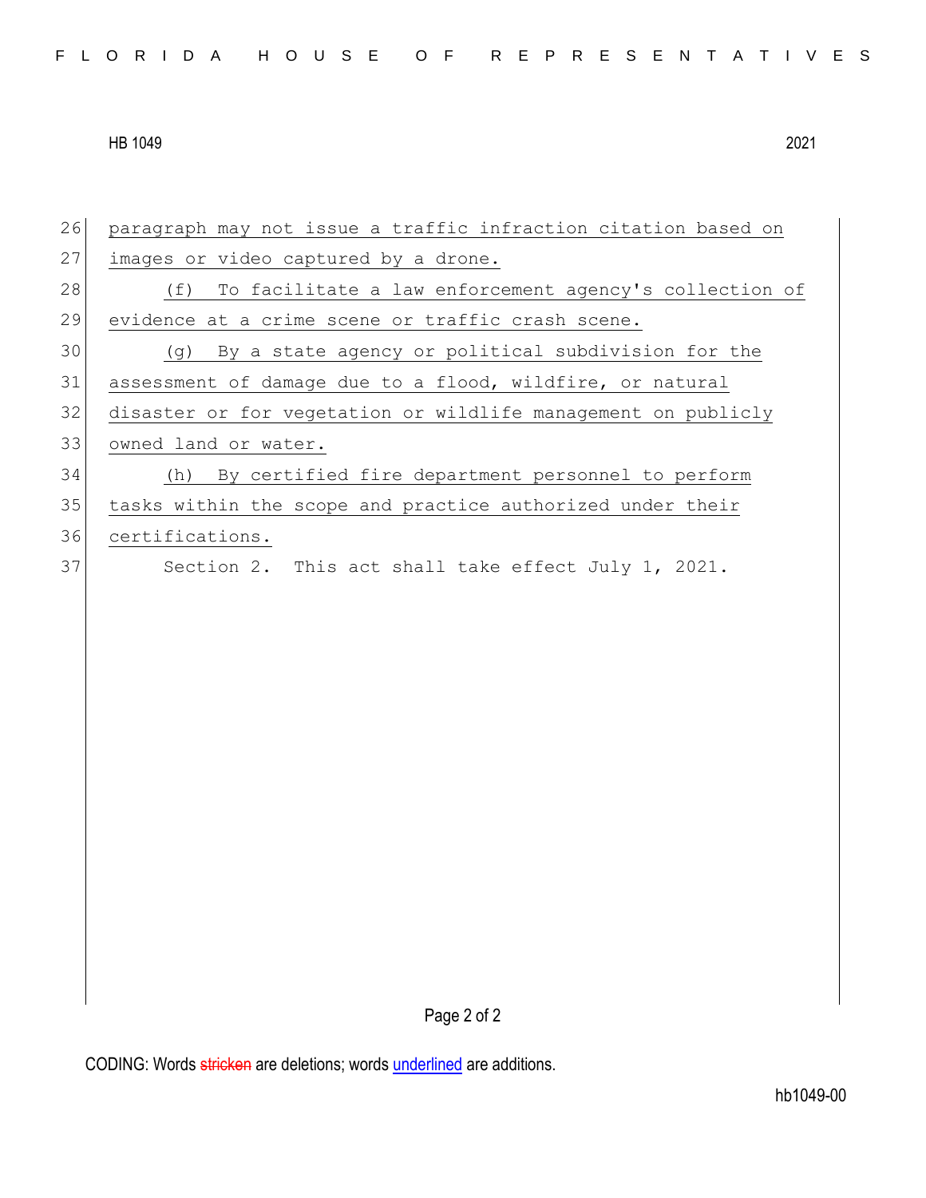26 paragraph may not issue a traffic infraction citation based on
27 images or video captured by a drone.

28 (f) To facilitate a law enforcement agency's collection of
29 evidence at a crime scene or traffic crash scene.

30 (g) By a state agency or political subdivision for the
31 assessment of damage due to a flood, wildfire, or natural
32 disaster or for vegetation or wildlife management on publicly
33 owned land or water.

34 (h) By certified fire department personnel to perform
35 tasks within the scope and practice authorized under their
36 certifications.

37 Section 2. This act shall take effect July 1, 2021.

CODING: Words stricken are deletions; words underlined are additions.

hb1049-00